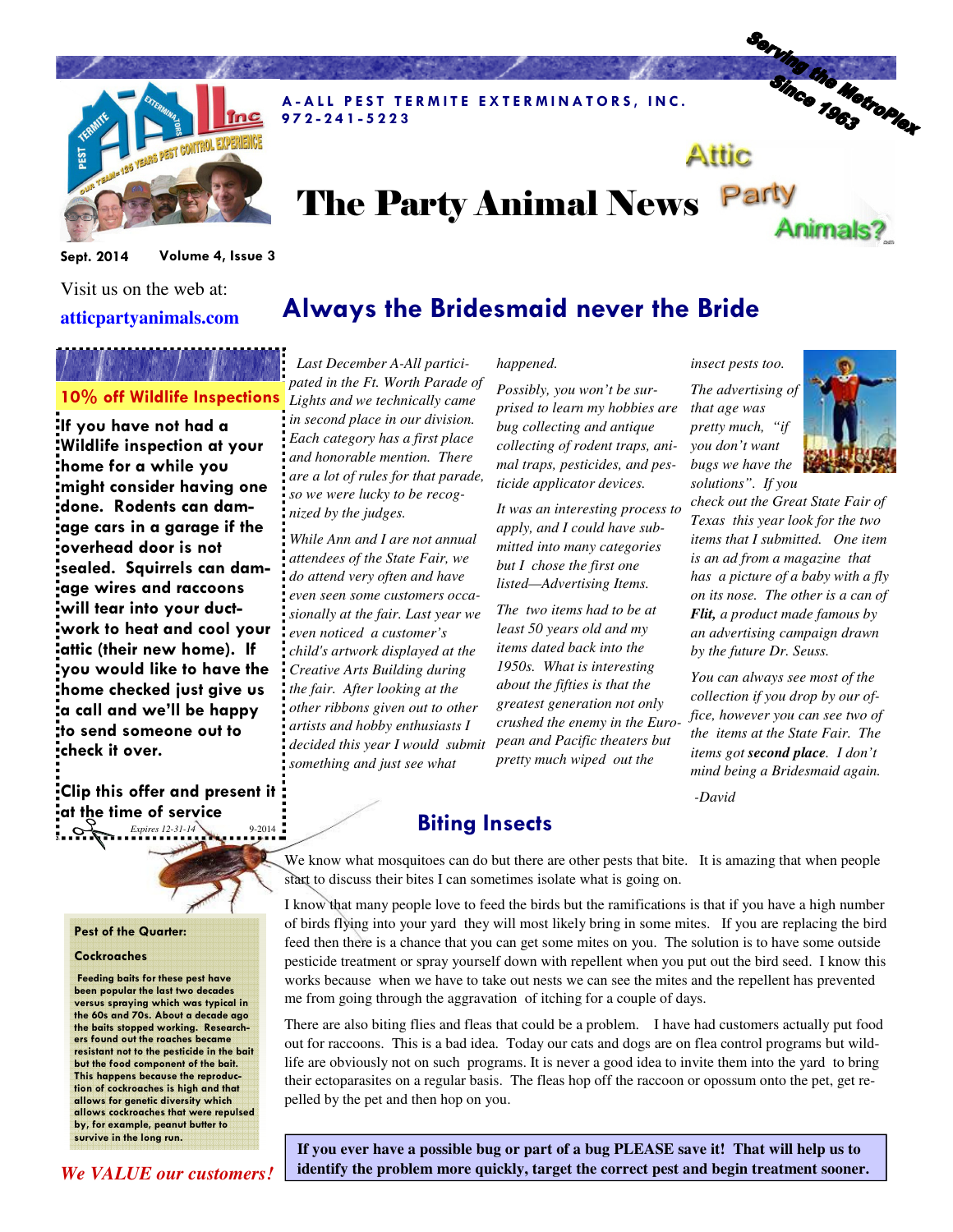A-ALL PEST TERMITE EXTERMINATORS, INC.
972-241-5223

Serving the MetroPlex Since 1963

# The Party Animal News

Sept. 2014 Volume 4, Issue 3

Visit us on the web at:
**atticpartyanimals.com**

## Always the Bridesmaid never the Bride

*Last December A-All participated in the Ft. Worth Parade of Lights and we technically came in second place in our division. Each category has a first place and honorable mention. There are a lot of rules for that parade, so we were lucky to be recognized by the judges.*

*While Ann and I are not annual attendees of the State Fair, we do attend very often and have even seen some customers occasionally at the fair. Last year we even noticed a customer's child's artwork displayed at the Creative Arts Building during the fair. After looking at the other ribbons given out to other artists and hobby enthusiasts I decided this year I would submit something and just see what happened.*

*Possibly, you won't be surprised to learn my hobbies are bug collecting and antique collecting of rodent traps, animal traps, pesticides, and pesticide applicator devices.*

*It was an interesting process to apply, and I could have submitted into many categories but I chose the first one listed—Advertising Items.*

*The two items had to be at least 50 years old and my items dated back into the 1950s. What is interesting about the fifties is that the greatest generation not only crushed the enemy in the European and Pacific theaters but pretty much wiped out the insect pests too.*

*The advertising of that age was pretty much, "if you don't want bugs we have the solutions". If you check out the Great State Fair of Texas this year look for the two items that I submitted. One item is an ad from a magazine that has a picture of a baby with a fly on its nose. The other is a can of **Flit,** a product made famous by an advertising campaign drawn by the future Dr. Seuss.*

*You can always see most of the collection if you drop by our office, however you can see two of the items at the State Fair. The items got **second place**. I don't mind being a Bridesmaid again.*

*-David*

### 10% off Wildlife Inspections

**If you have not had a Wildlife inspection at your home for a while you might consider having one done. Rodents can damage cars in a garage if the overhead door is not sealed. Squirrels can damage wires and raccoons will tear into your ductwork to heat and cool your attic (their new home). If you would like to have the home checked just give us a call and we'll be happy to send someone out to check it over.**

**Clip this offer and present it at the time of service**

*Expires 12-31-14* 9-2014

## Biting Insects

We know what mosquitoes can do but there are other pests that bite. It is amazing that when people start to discuss their bites I can sometimes isolate what is going on.

I know that many people love to feed the birds but the ramifications is that if you have a high number of birds flying into your yard they will most likely bring in some mites. If you are replacing the bird feed then there is a chance that you can get some mites on you. The solution is to have some outside pesticide treatment or spray yourself down with repellent when you put out the bird seed. I know this works because when we have to take out nests we can see the mites and the repellent has prevented me from going through the aggravation of itching for a couple of days.

There are also biting flies and fleas that could be a problem. I have had customers actually put food out for raccoons. This is a bad idea. Today our cats and dogs are on flea control programs but wildlife are obviously not on such programs. It is never a good idea to invite them into the yard to bring their ectoparasites on a regular basis. The fleas hop off the raccoon or opossum onto the pet, get repelled by the pet and then hop on you.

**If you ever have a possible bug or part of a bug PLEASE save it! That will help us to identify the problem more quickly, target the correct pest and begin treatment sooner.**

### Pest of the Quarter:

**Cockroaches**

**Feeding baits for these pest have been popular the last two decades versus spraying which was typical in the 60s and 70s. About a decade ago the baits stopped working. Researchers found out the roaches became resistant not to the pesticide in the bait but the food component of the bait. This happens because the reproduction of cockroaches is high and that allows for genetic diversity which allows cockroaches that were repulsed by, for example, peanut butter to survive in the long run.**

***We VALUE our customers!***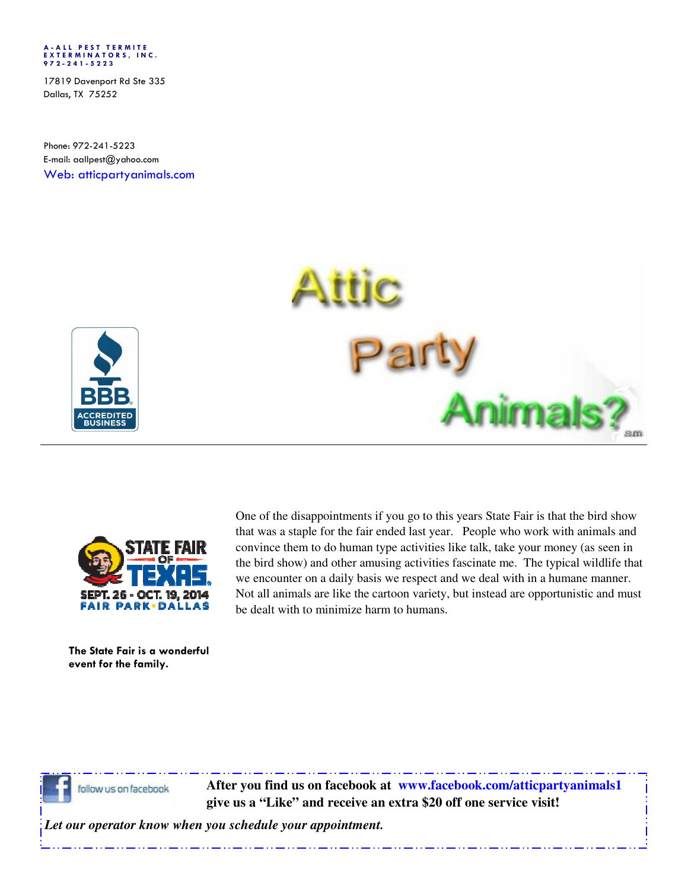**A-ALL PEST TERMITE EXTERMINATORS, INC.**
**972-241-5223**

17819 Davenport Rd Ste 335
Dallas, TX 75252

Phone: 972-241-5223
E-mail: aallpest@yahoo.com
Web: atticpartyanimals.com

# Attic Party Animals?℠

One of the disappointments if you go to this years State Fair is that the bird show that was a staple for the fair ended last year. People who work with animals and convince them to do human type activities like talk, take your money (as seen in the bird show) and other amusing activities fascinate me. The typical wildlife that we encounter on a daily basis we respect and we deal with in a humane manner. Not all animals are like the cartoon variety, but instead are opportunistic and must be dealt with to minimize harm to humans.

STATE FAIR OF TEXAS
SEPT. 26 - OCT. 19, 2014
FAIR PARK • DALLAS

**The State Fair is a wonderful event for the family.**

follow us on facebook

**After you find us on facebook at www.facebook.com/atticpartyanimals1 give us a "Like" and receive an extra $20 off one service visit!**

***Let our operator know when you schedule your appointment.***